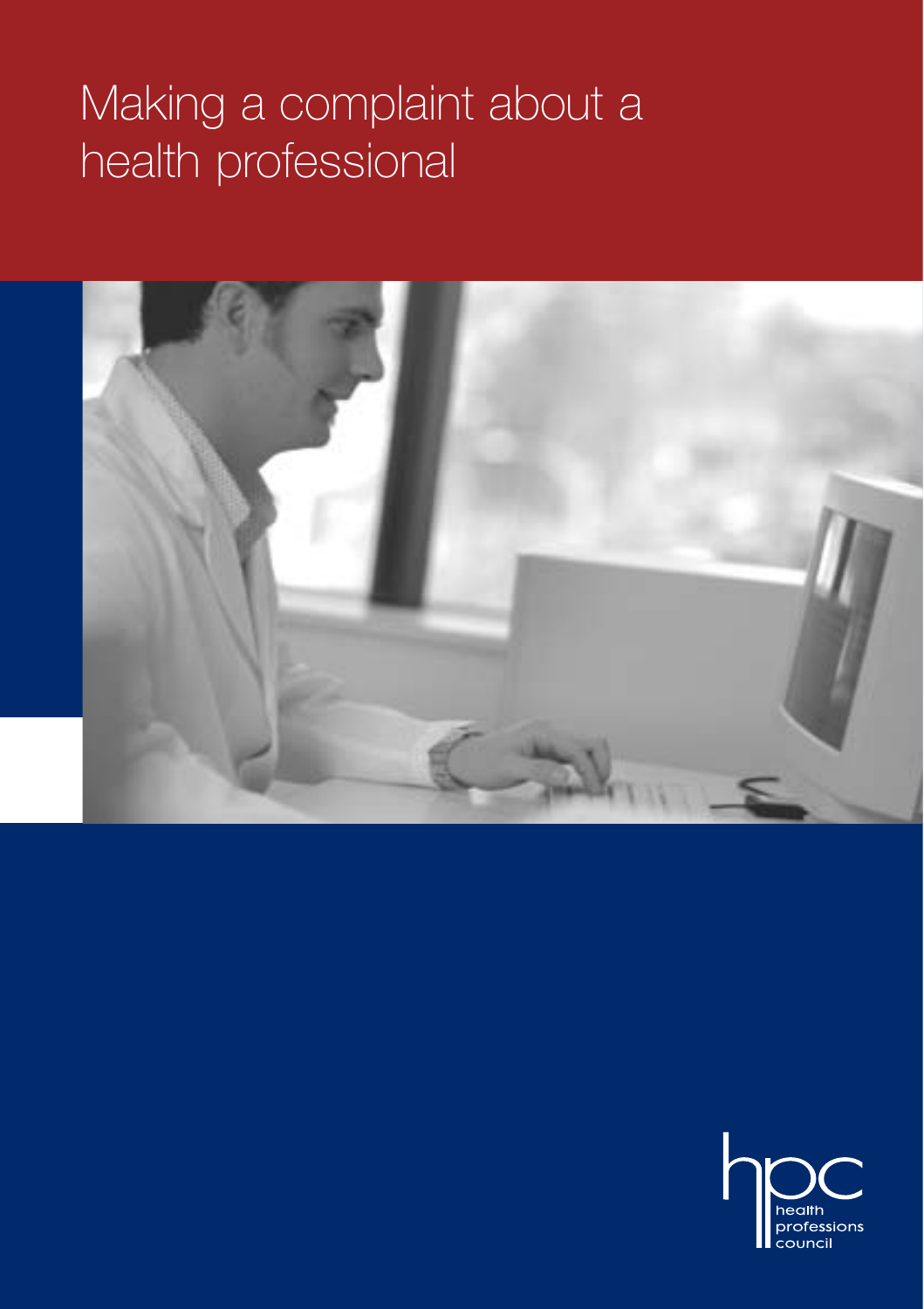# Making a complaint about a health professional

health professions council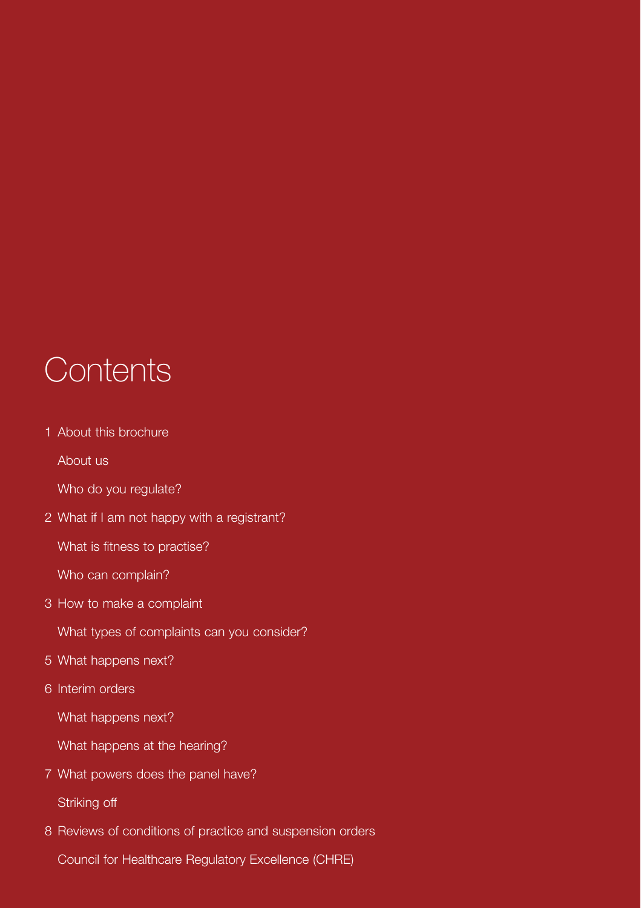# Contents

1 About this brochure

About us

Who do you regulate?

2 What if I am not happy with a registrant?

What is fitness to practise?

Who can complain?

3 How to make a complaint

What types of complaints can you consider?

5 What happens next?

6 Interim orders

What happens next?

What happens at the hearing?

7 What powers does the panel have?

Striking off

8 Reviews of conditions of practice and suspension orders

Council for Healthcare Regulatory Excellence (CHRE)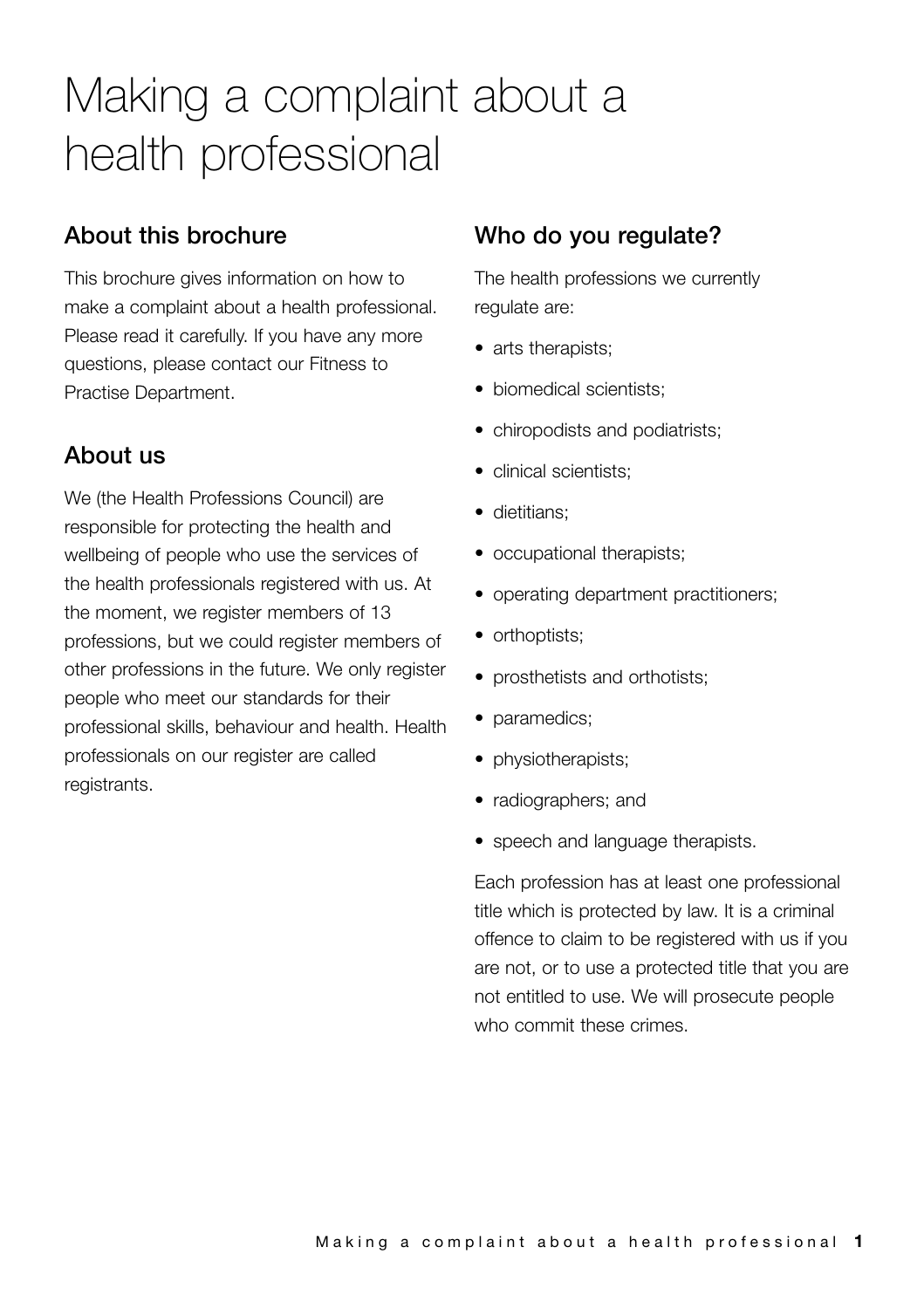# Making a complaint about a health professional

## About this brochure

This brochure gives information on how to make a complaint about a health professional. Please read it carefully. If you have any more questions, please contact our Fitness to Practise Department.

## About us

We (the Health Professions Council) are responsible for protecting the health and wellbeing of people who use the services of the health professionals registered with us. At the moment, we register members of 13 professions, but we could register members of other professions in the future. We only register people who meet our standards for their professional skills, behaviour and health. Health professionals on our register are called registrants.

## Who do you regulate?

The health professions we currently regulate are:

- arts therapists;
- biomedical scientists;
- chiropodists and podiatrists;
- clinical scientists;
- dietitians;
- occupational therapists;
- operating department practitioners;
- orthoptists;
- prosthetists and orthotists;
- paramedics;
- physiotherapists;
- radiographers; and
- speech and language therapists.

Each profession has at least one professional title which is protected by law. It is a criminal offence to claim to be registered with us if you are not, or to use a protected title that you are not entitled to use. We will prosecute people who commit these crimes.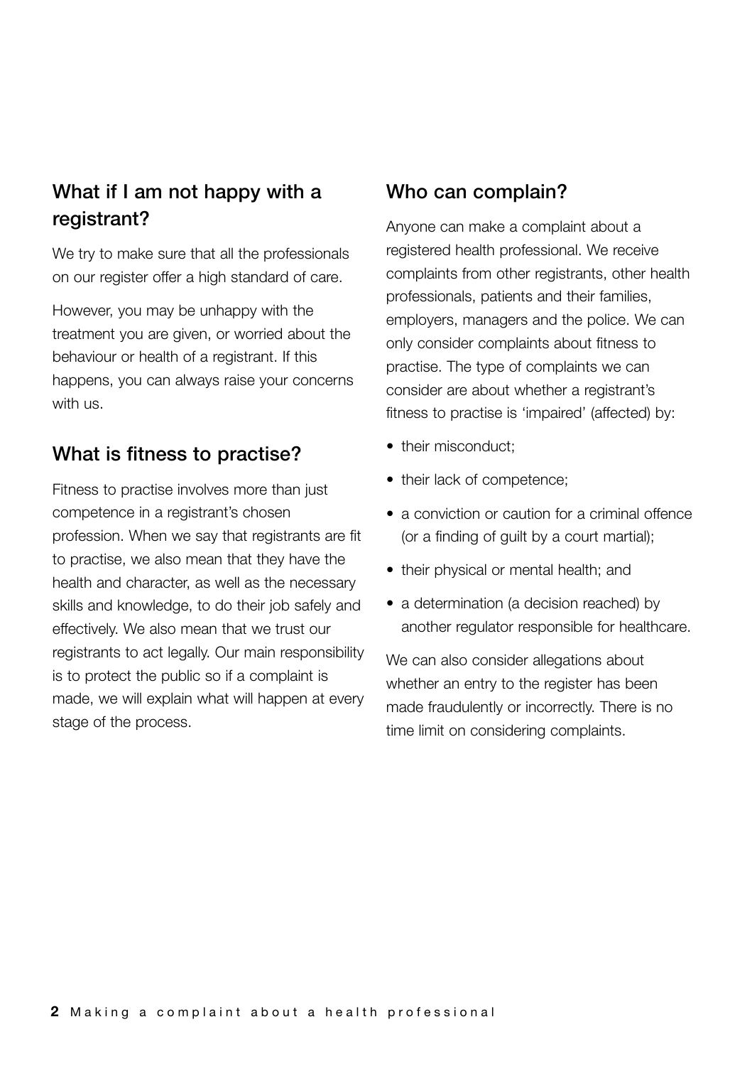## What if I am not happy with a registrant?

We try to make sure that all the professionals on our register offer a high standard of care.

However, you may be unhappy with the treatment you are given, or worried about the behaviour or health of a registrant. If this happens, you can always raise your concerns with us.

## What is fitness to practise?

Fitness to practise involves more than just competence in a registrant's chosen profession. When we say that registrants are fit to practise, we also mean that they have the health and character, as well as the necessary skills and knowledge, to do their job safely and effectively. We also mean that we trust our registrants to act legally. Our main responsibility is to protect the public so if a complaint is made, we will explain what will happen at every stage of the process.

## Who can complain?

Anyone can make a complaint about a registered health professional. We receive complaints from other registrants, other health professionals, patients and their families, employers, managers and the police. We can only consider complaints about fitness to practise. The type of complaints we can consider are about whether a registrant's fitness to practise is 'impaired' (affected) by:

- their misconduct;
- their lack of competence;
- a conviction or caution for a criminal offence (or a finding of guilt by a court martial);
- their physical or mental health; and
- a determination (a decision reached) by another regulator responsible for healthcare.

We can also consider allegations about whether an entry to the register has been made fraudulently or incorrectly. There is no time limit on considering complaints.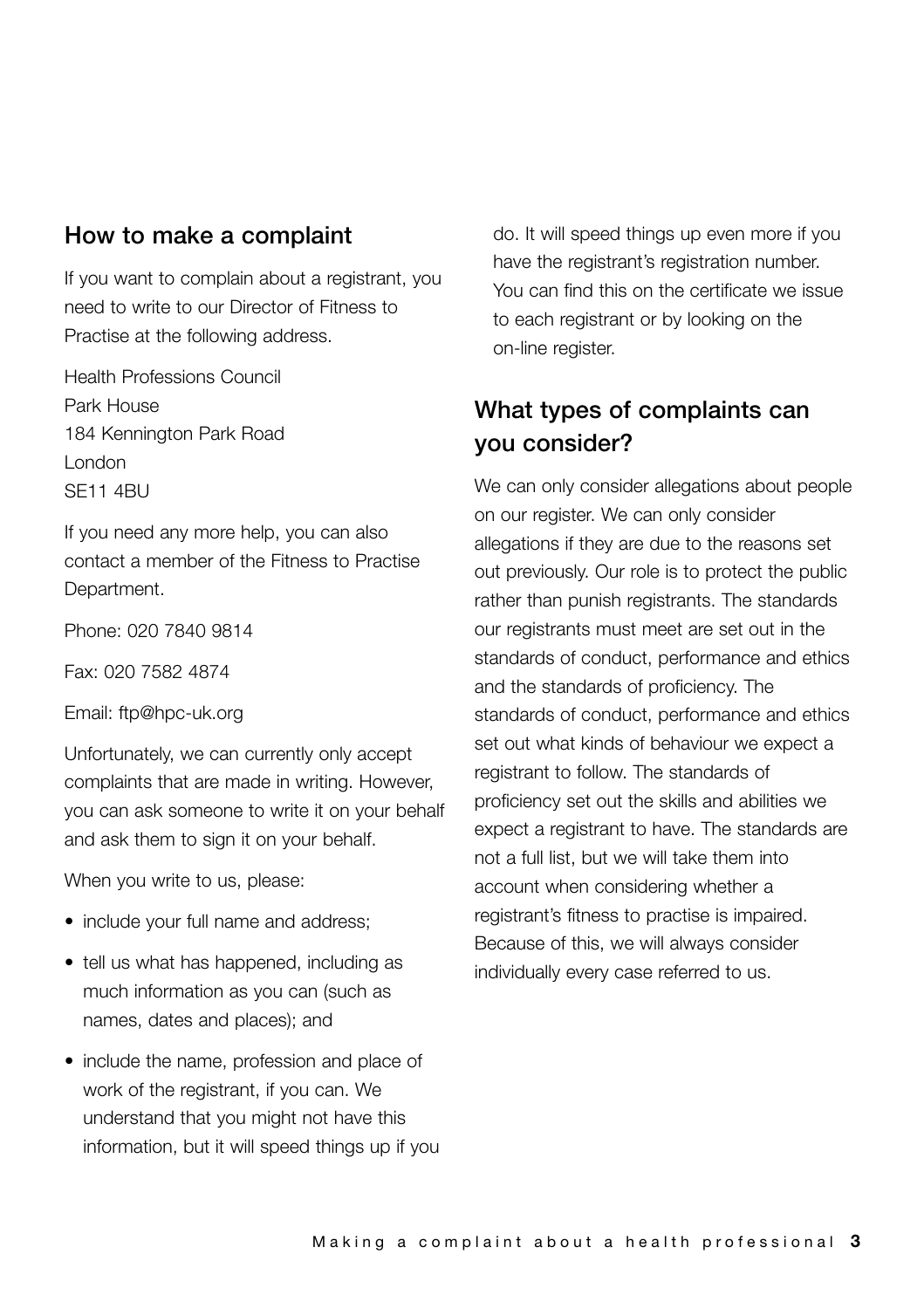## How to make a complaint

If you want to complain about a registrant, you need to write to our Director of Fitness to Practise at the following address.

Health Professions Council
Park House
184 Kennington Park Road
London
SE11 4BU

If you need any more help, you can also contact a member of the Fitness to Practise Department.

Phone: 020 7840 9814

Fax: 020 7582 4874

Email: ftp@hpc-uk.org

Unfortunately, we can currently only accept complaints that are made in writing. However, you can ask someone to write it on your behalf and ask them to sign it on your behalf.

When you write to us, please:

- include your full name and address;
- tell us what has happened, including as much information as you can (such as names, dates and places); and
- include the name, profession and place of work of the registrant, if you can. We understand that you might not have this information, but it will speed things up if you do. It will speed things up even more if you have the registrant's registration number. You can find this on the certificate we issue to each registrant or by looking on the on-line register.

## What types of complaints can you consider?

We can only consider allegations about people on our register. We can only consider allegations if they are due to the reasons set out previously. Our role is to protect the public rather than punish registrants. The standards our registrants must meet are set out in the standards of conduct, performance and ethics and the standards of proficiency. The standards of conduct, performance and ethics set out what kinds of behaviour we expect a registrant to follow. The standards of proficiency set out the skills and abilities we expect a registrant to have. The standards are not a full list, but we will take them into account when considering whether a registrant's fitness to practise is impaired. Because of this, we will always consider individually every case referred to us.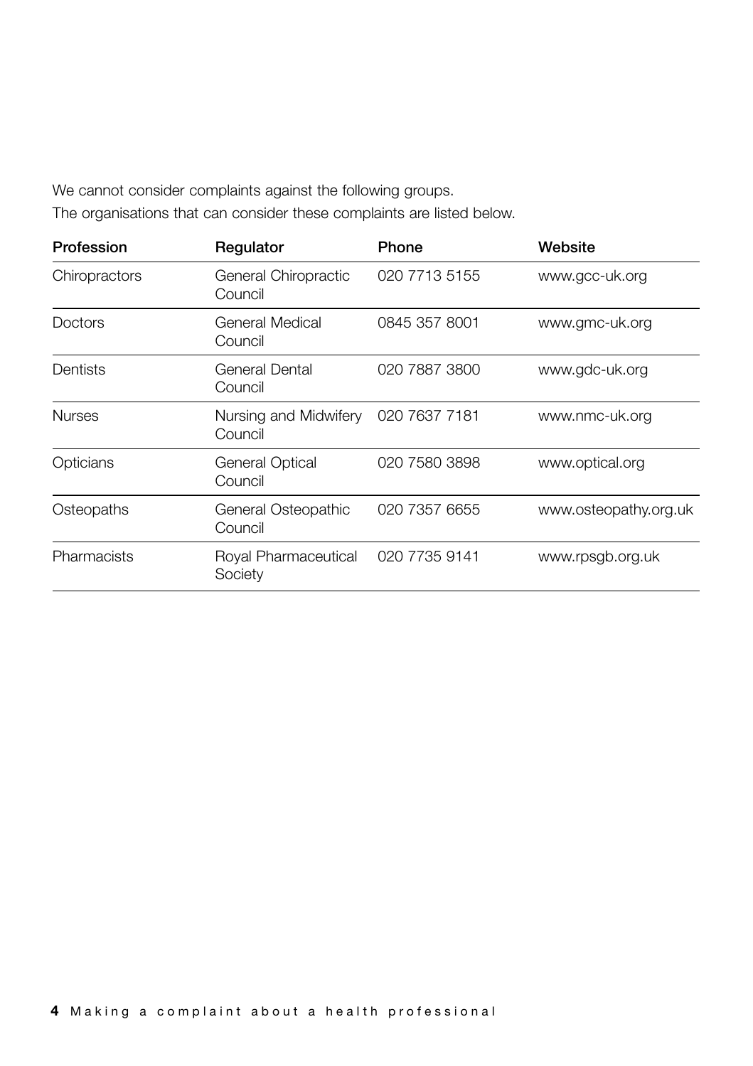We cannot consider complaints against the following groups.

The organisations that can consider these complaints are listed below.

| Profession | Regulator | Phone | Website |
|---|---|---|---|
| Chiropractors | General Chiropractic Council | 020 7713 5155 | www.gcc-uk.org |
| Doctors | General Medical Council | 0845 357 8001 | www.gmc-uk.org |
| Dentists | General Dental Council | 020 7887 3800 | www.gdc-uk.org |
| Nurses | Nursing and Midwifery Council | 020 7637 7181 | www.nmc-uk.org |
| Opticians | General Optical Council | 020 7580 3898 | www.optical.org |
| Osteopaths | General Osteopathic Council | 020 7357 6655 | www.osteopathy.org.uk |
| Pharmacists | Royal Pharmaceutical Society | 020 7735 9141 | www.rpsgb.org.uk |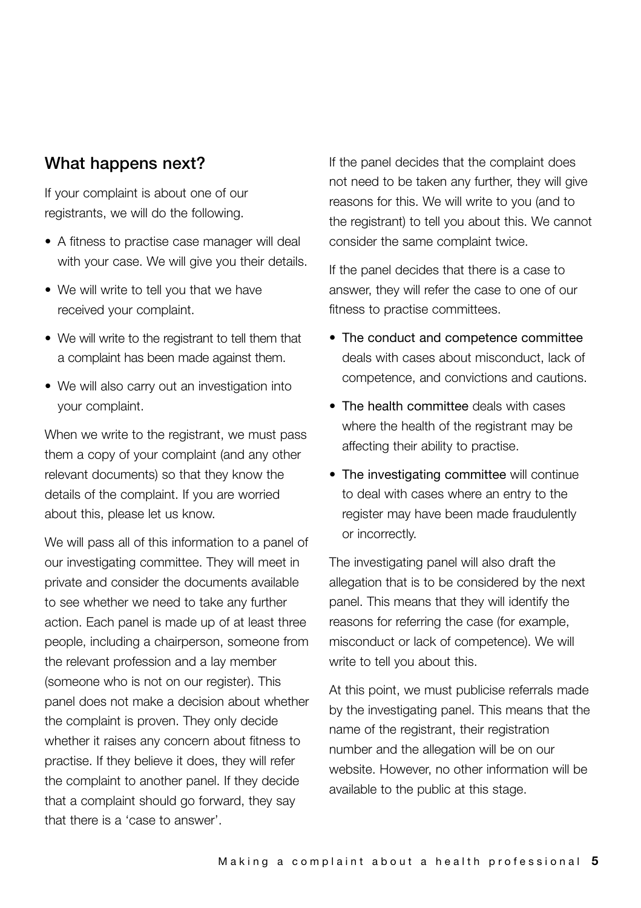## What happens next?

If your complaint is about one of our registrants, we will do the following.

- A fitness to practise case manager will deal with your case. We will give you their details.
- We will write to tell you that we have received your complaint.
- We will write to the registrant to tell them that a complaint has been made against them.
- We will also carry out an investigation into your complaint.

When we write to the registrant, we must pass them a copy of your complaint (and any other relevant documents) so that they know the details of the complaint. If you are worried about this, please let us know.

We will pass all of this information to a panel of our investigating committee. They will meet in private and consider the documents available to see whether we need to take any further action. Each panel is made up of at least three people, including a chairperson, someone from the relevant profession and a lay member (someone who is not on our register). This panel does not make a decision about whether the complaint is proven. They only decide whether it raises any concern about fitness to practise. If they believe it does, they will refer the complaint to another panel. If they decide that a complaint should go forward, they say that there is a 'case to answer'.

If the panel decides that the complaint does not need to be taken any further, they will give reasons for this. We will write to you (and to the registrant) to tell you about this. We cannot consider the same complaint twice.

If the panel decides that there is a case to answer, they will refer the case to one of our fitness to practise committees.

- The conduct and competence committee deals with cases about misconduct, lack of competence, and convictions and cautions.
- The health committee deals with cases where the health of the registrant may be affecting their ability to practise.
- The investigating committee will continue to deal with cases where an entry to the register may have been made fraudulently or incorrectly.

The investigating panel will also draft the allegation that is to be considered by the next panel. This means that they will identify the reasons for referring the case (for example, misconduct or lack of competence). We will write to tell you about this.

At this point, we must publicise referrals made by the investigating panel. This means that the name of the registrant, their registration number and the allegation will be on our website. However, no other information will be available to the public at this stage.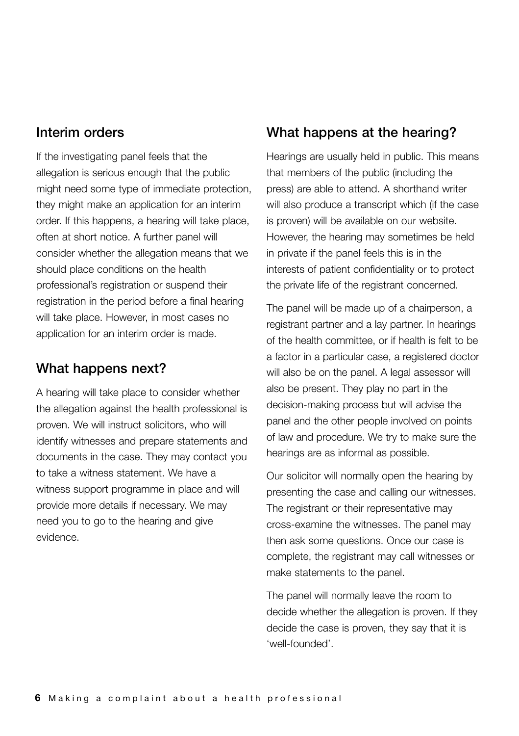## Interim orders

If the investigating panel feels that the allegation is serious enough that the public might need some type of immediate protection, they might make an application for an interim order. If this happens, a hearing will take place, often at short notice. A further panel will consider whether the allegation means that we should place conditions on the health professional's registration or suspend their registration in the period before a final hearing will take place. However, in most cases no application for an interim order is made.

## What happens next?

A hearing will take place to consider whether the allegation against the health professional is proven. We will instruct solicitors, who will identify witnesses and prepare statements and documents in the case. They may contact you to take a witness statement. We have a witness support programme in place and will provide more details if necessary. We may need you to go to the hearing and give evidence.

## What happens at the hearing?

Hearings are usually held in public. This means that members of the public (including the press) are able to attend. A shorthand writer will also produce a transcript which (if the case is proven) will be available on our website. However, the hearing may sometimes be held in private if the panel feels this is in the interests of patient confidentiality or to protect the private life of the registrant concerned.

The panel will be made up of a chairperson, a registrant partner and a lay partner. In hearings of the health committee, or if health is felt to be a factor in a particular case, a registered doctor will also be on the panel. A legal assessor will also be present. They play no part in the decision-making process but will advise the panel and the other people involved on points of law and procedure. We try to make sure the hearings are as informal as possible.

Our solicitor will normally open the hearing by presenting the case and calling our witnesses. The registrant or their representative may cross-examine the witnesses. The panel may then ask some questions. Once our case is complete, the registrant may call witnesses or make statements to the panel.

The panel will normally leave the room to decide whether the allegation is proven. If they decide the case is proven, they say that it is 'well-founded'.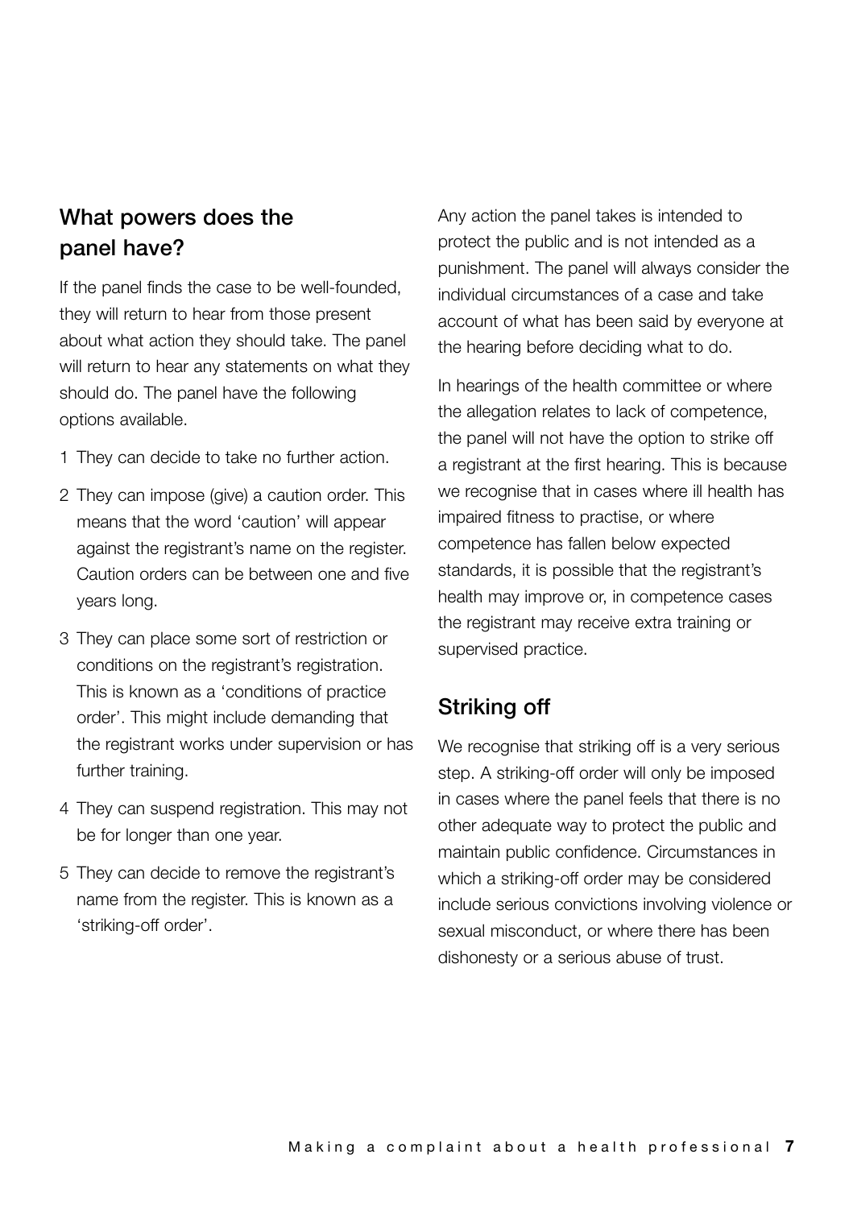## What powers does the panel have?

If the panel finds the case to be well-founded, they will return to hear from those present about what action they should take. The panel will return to hear any statements on what they should do. The panel have the following options available.

1. They can decide to take no further action.
2. They can impose (give) a caution order. This means that the word 'caution' will appear against the registrant's name on the register. Caution orders can be between one and five years long.
3. They can place some sort of restriction or conditions on the registrant's registration. This is known as a 'conditions of practice order'. This might include demanding that the registrant works under supervision or has further training.
4. They can suspend registration. This may not be for longer than one year.
5. They can decide to remove the registrant's name from the register. This is known as a 'striking-off order'.

Any action the panel takes is intended to protect the public and is not intended as a punishment. The panel will always consider the individual circumstances of a case and take account of what has been said by everyone at the hearing before deciding what to do.

In hearings of the health committee or where the allegation relates to lack of competence, the panel will not have the option to strike off a registrant at the first hearing. This is because we recognise that in cases where ill health has impaired fitness to practise, or where competence has fallen below expected standards, it is possible that the registrant's health may improve or, in competence cases the registrant may receive extra training or supervised practice.

## Striking off

We recognise that striking off is a very serious step. A striking-off order will only be imposed in cases where the panel feels that there is no other adequate way to protect the public and maintain public confidence. Circumstances in which a striking-off order may be considered include serious convictions involving violence or sexual misconduct, or where there has been dishonesty or a serious abuse of trust.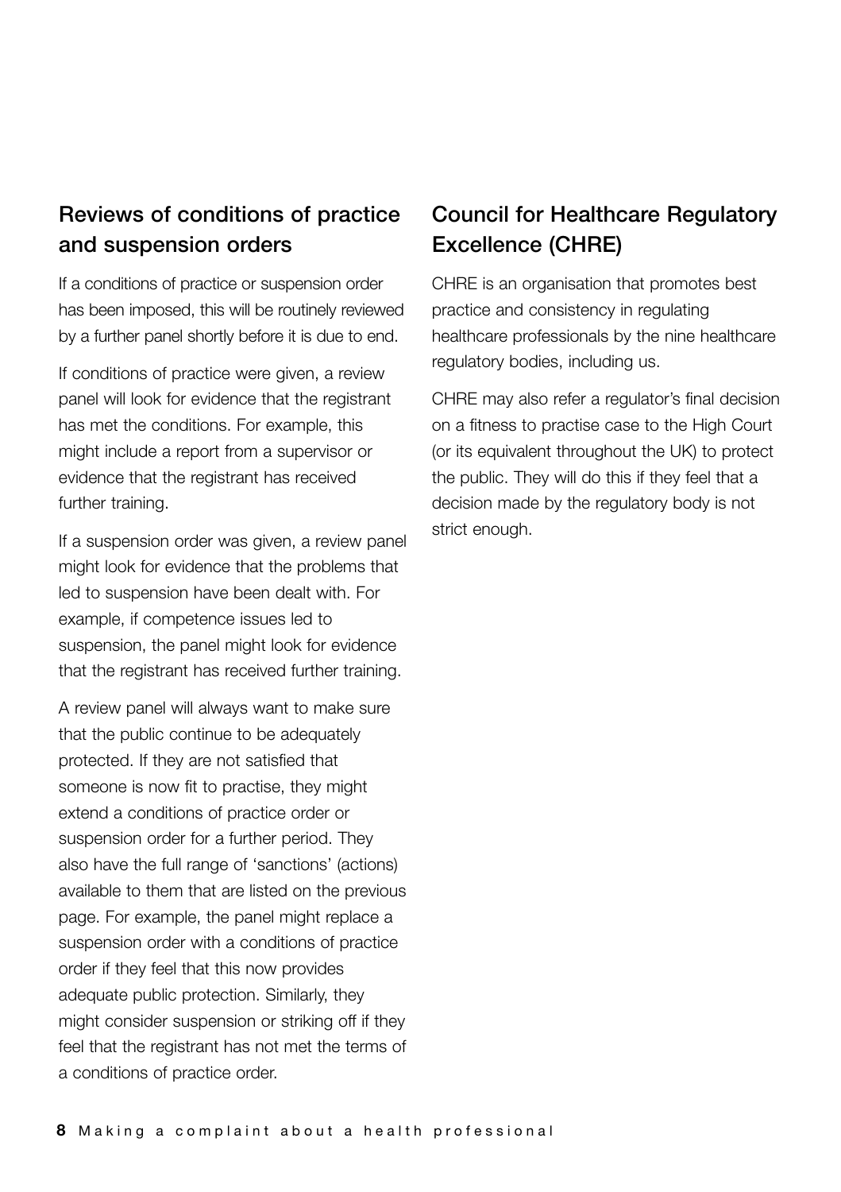## Reviews of conditions of practice and suspension orders

If a conditions of practice or suspension order has been imposed, this will be routinely reviewed by a further panel shortly before it is due to end.

If conditions of practice were given, a review panel will look for evidence that the registrant has met the conditions. For example, this might include a report from a supervisor or evidence that the registrant has received further training.

If a suspension order was given, a review panel might look for evidence that the problems that led to suspension have been dealt with. For example, if competence issues led to suspension, the panel might look for evidence that the registrant has received further training.

A review panel will always want to make sure that the public continue to be adequately protected. If they are not satisfied that someone is now fit to practise, they might extend a conditions of practice order or suspension order for a further period. They also have the full range of 'sanctions' (actions) available to them that are listed on the previous page. For example, the panel might replace a suspension order with a conditions of practice order if they feel that this now provides adequate public protection. Similarly, they might consider suspension or striking off if they feel that the registrant has not met the terms of a conditions of practice order.

## Council for Healthcare Regulatory Excellence (CHRE)

CHRE is an organisation that promotes best practice and consistency in regulating healthcare professionals by the nine healthcare regulatory bodies, including us.

CHRE may also refer a regulator's final decision on a fitness to practise case to the High Court (or its equivalent throughout the UK) to protect the public. They will do this if they feel that a decision made by the regulatory body is not strict enough.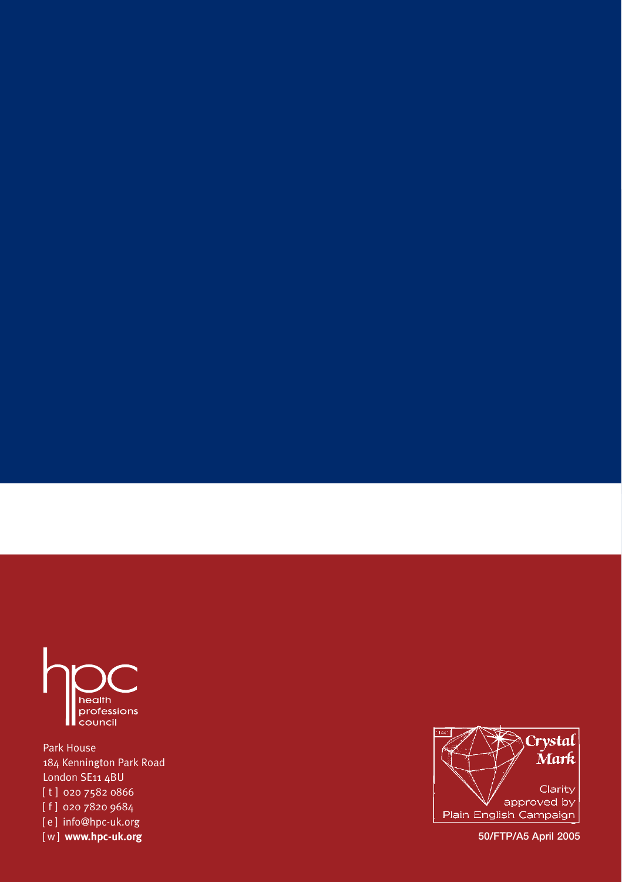health professions council

Park House
184 Kennington Park Road
London SE11 4BU
[ t ] 020 7582 0866
[ f ] 020 7820 9684
[ e ] info@hpc-uk.org
[ w ] **www.hpc-uk.org**

Crystal Mark
Clarity approved by Plain English Campaign

50/FTP/A5 April 2005